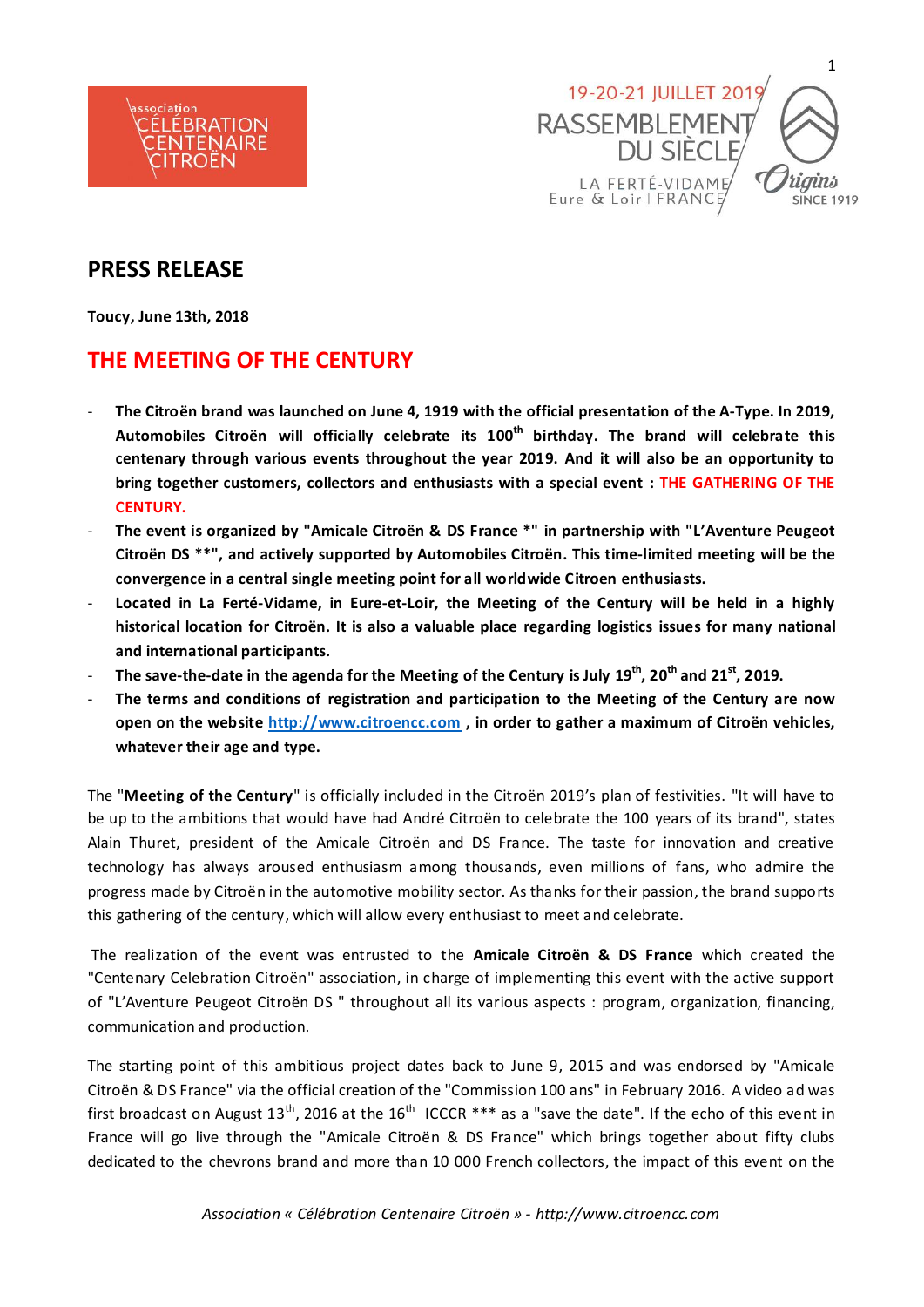association CÉLÉBRATION CENTENAIRE CITROËN

19-20-21 JUILLET 2019
RASSEMBLEMENT DU SIÈCLE
LA FERTÉ-VIDAME
Eure & Loir | FRANCE
Origins SINCE 1919

# PRESS RELEASE

**Toucy, June 13th, 2018**

## THE MEETING OF THE CENTURY

- **The Citroën brand was launched on June 4, 1919 with the official presentation of the A-Type. In 2019, Automobiles Citroën will officially celebrate its 100th birthday. The brand will celebrate this centenary through various events throughout the year 2019. And it will also be an opportunity to bring together customers, collectors and enthusiasts with a special event : THE GATHERING OF THE CENTURY.**
- **The event is organized by "Amicale Citroën & DS France *" in partnership with "L'Aventure Peugeot Citroën DS **", and actively supported by Automobiles Citroën. This time-limited meeting will be the convergence in a central single meeting point for all worldwide Citroen enthusiasts.**
- **Located in La Ferté-Vidame, in Eure-et-Loir, the Meeting of the Century will be held in a highly historical location for Citroën. It is also a valuable place regarding logistics issues for many national and international participants.**
- **The save-the-date in the agenda for the Meeting of the Century is July 19th, 20th and 21st, 2019.**
- **The terms and conditions of registration and participation to the Meeting of the Century are now open on the website http://www.citroencc.com , in order to gather a maximum of Citroën vehicles, whatever their age and type.**

The "**Meeting of the Century**" is officially included in the Citroën 2019's plan of festivities. "It will have to be up to the ambitions that would have had André Citroën to celebrate the 100 years of its brand", states Alain Thuret, president of the Amicale Citroën and DS France. The taste for innovation and creative technology has always aroused enthusiasm among thousands, even millions of fans, who admire the progress made by Citroën in the automotive mobility sector. As thanks for their passion, the brand supports this gathering of the century, which will allow every enthusiast to meet and celebrate.

The realization of the event was entrusted to the **Amicale Citroën & DS France** which created the "Centenary Celebration Citroën" association, in charge of implementing this event with the active support of "L'Aventure Peugeot Citroën DS " throughout all its various aspects : program, organization, financing, communication and production.

The starting point of this ambitious project dates back to June 9, 2015 and was endorsed by "Amicale Citroën & DS France" via the official creation of the "Commission 100 ans" in February 2016. A video ad was first broadcast on August 13th, 2016 at the 16th ICCCR *** as a "save the date". If the echo of this event in France will go live through the "Amicale Citroën & DS France" which brings together about fifty clubs dedicated to the chevrons brand and more than 10 000 French collectors, the impact of this event on the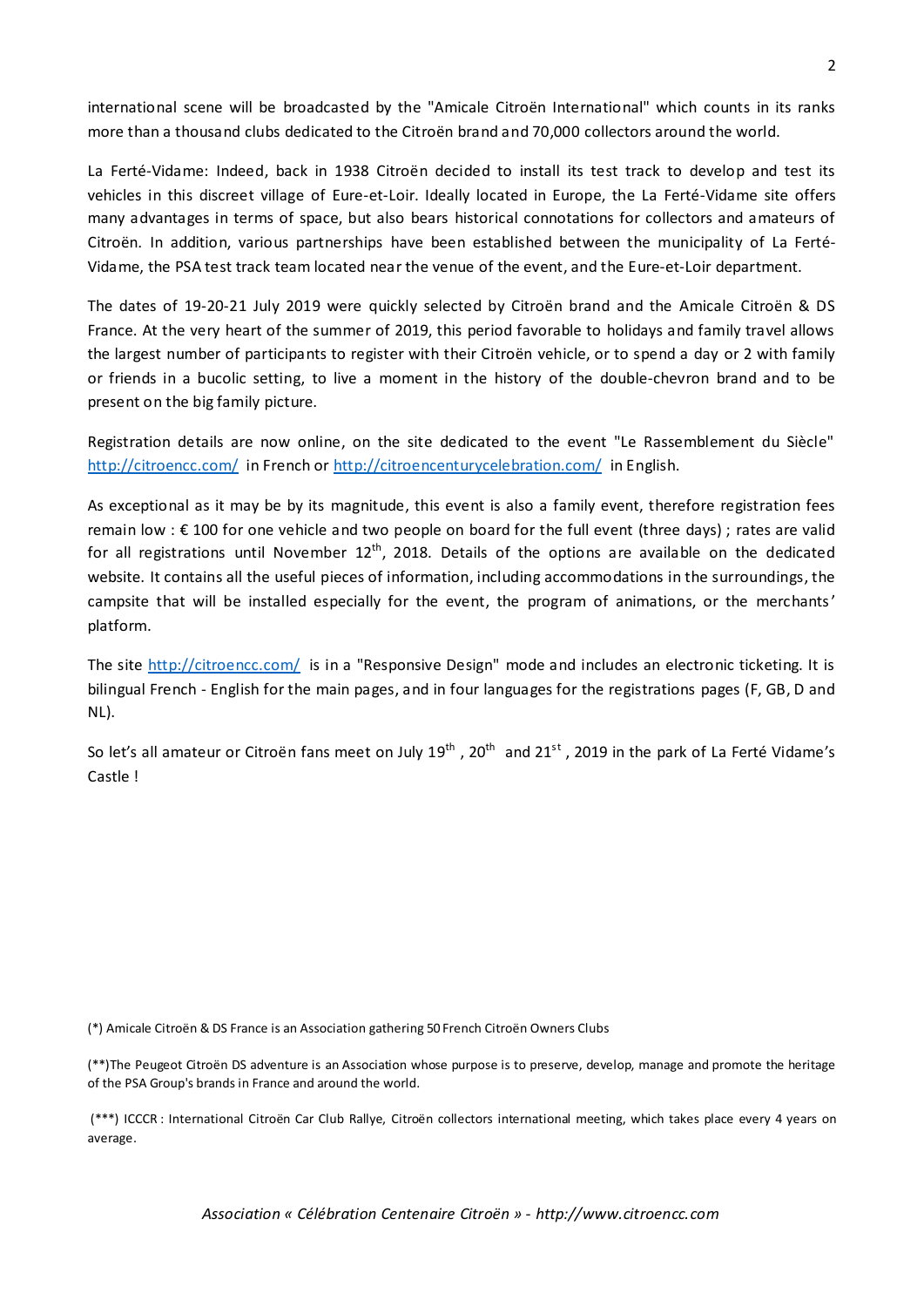international scene will be broadcasted by the "Amicale Citroën International" which counts in its ranks more than a thousand clubs dedicated to the Citroën brand and 70,000 collectors around the world.

La Ferté-Vidame: Indeed, back in 1938 Citroën decided to install its test track to develop and test its vehicles in this discreet village of Eure-et-Loir. Ideally located in Europe, the La Ferté-Vidame site offers many advantages in terms of space, but also bears historical connotations for collectors and amateurs of Citroën. In addition, various partnerships have been established between the municipality of La Ferté-Vidame, the PSA test track team located near the venue of the event, and the Eure-et-Loir department.

The dates of 19-20-21 July 2019 were quickly selected by Citroën brand and the Amicale Citroën & DS France. At the very heart of the summer of 2019, this period favorable to holidays and family travel allows the largest number of participants to register with their Citroën vehicle, or to spend a day or 2 with family or friends in a bucolic setting, to live a moment in the history of the double-chevron brand and to be present on the big family picture.

Registration details are now online, on the site dedicated to the event "Le Rassemblement du Siècle" [http://citroencc.com/](http://citroencc.com/) in French or [http://citroencenturycelebration.com/](http://citroencenturycelebration.com/) in English.

As exceptional as it may be by its magnitude, this event is also a family event, therefore registration fees remain low : € 100 for one vehicle and two people on board for the full event (three days) ; rates are valid for all registrations until November 12th, 2018. Details of the options are available on the dedicated website. It contains all the useful pieces of information, including accommodations in the surroundings, the campsite that will be installed especially for the event, the program of animations, or the merchants' platform.

The site [http://citroencc.com/](http://citroencc.com/) is in a "Responsive Design" mode and includes an electronic ticketing. It is bilingual French - English for the main pages, and in four languages for the registrations pages (F, GB, D and NL).

So let's all amateur or Citroën fans meet on July 19th , 20th and 21st , 2019 in the park of La Ferté Vidame's Castle !

(*) Amicale Citroën & DS France is an Association gathering 50 French Citroën Owners Clubs

(**)The Peugeot Citroën DS adventure is an Association whose purpose is to preserve, develop, manage and promote the heritage of the PSA Group's brands in France and around the world.

(***) ICCCR : International Citroën Car Club Rallye, Citroën collectors international meeting, which takes place every 4 years on average.

*Association « Célébration Centenaire Citroën » - http://www.citroencc.com*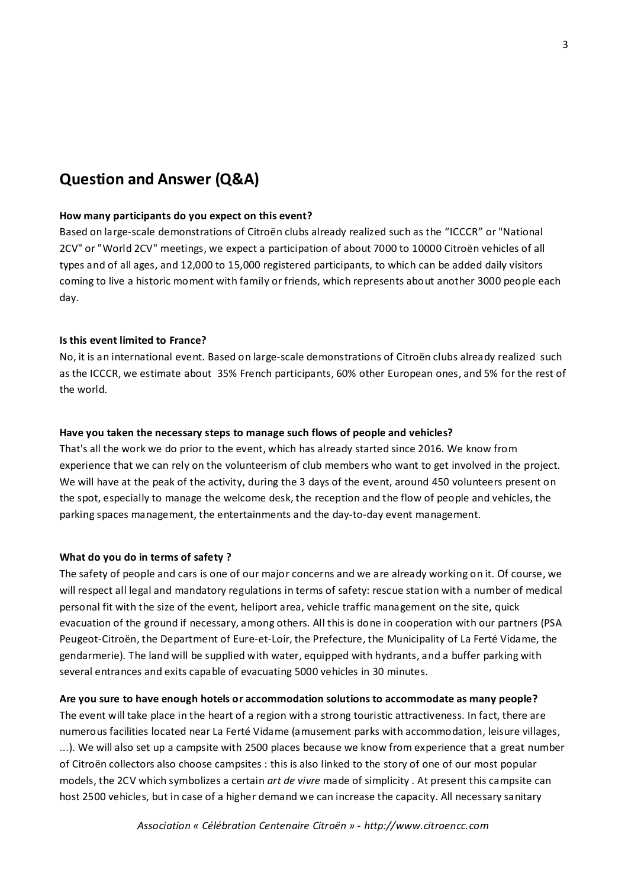## Question and Answer (Q&A)

**How many participants do you expect on this event?**

Based on large-scale demonstrations of Citroën clubs already realized such as the "ICCCR" or "National 2CV" or "World 2CV" meetings, we expect a participation of about 7000 to 10000 Citroën vehicles of all types and of all ages, and 12,000 to 15,000 registered participants, to which can be added daily visitors coming to live a historic moment with family or friends, which represents about another 3000 people each day.

**Is this event limited to France?**

No, it is an international event. Based on large-scale demonstrations of Citroën clubs already realized such as the ICCCR, we estimate about 35% French participants, 60% other European ones, and 5% for the rest of the world.

**Have you taken the necessary steps to manage such flows of people and vehicles?**

That's all the work we do prior to the event, which has already started since 2016. We know from experience that we can rely on the volunteerism of club members who want to get involved in the project. We will have at the peak of the activity, during the 3 days of the event, around 450 volunteers present on the spot, especially to manage the welcome desk, the reception and the flow of people and vehicles, the parking spaces management, the entertainments and the day-to-day event management.

**What do you do in terms of safety ?**

The safety of people and cars is one of our major concerns and we are already working on it. Of course, we will respect all legal and mandatory regulations in terms of safety: rescue station with a number of medical personal fit with the size of the event, heliport area, vehicle traffic management on the site, quick evacuation of the ground if necessary, among others. All this is done in cooperation with our partners (PSA Peugeot-Citroën, the Department of Eure-et-Loir, the Prefecture, the Municipality of La Ferté Vidame, the gendarmerie). The land will be supplied with water, equipped with hydrants, and a buffer parking with several entrances and exits capable of evacuating 5000 vehicles in 30 minutes.

**Are you sure to have enough hotels or accommodation solutions to accommodate as many people?**

The event will take place in the heart of a region with a strong touristic attractiveness. In fact, there are numerous facilities located near La Ferté Vidame (amusement parks with accommodation, leisure villages, ...). We will also set up a campsite with 2500 places because we know from experience that a great number of Citroën collectors also choose campsites : this is also linked to the story of one of our most popular models, the 2CV which symbolizes a certain *art de vivre* made of simplicity . At present this campsite can host 2500 vehicles, but in case of a higher demand we can increase the capacity. All necessary sanitary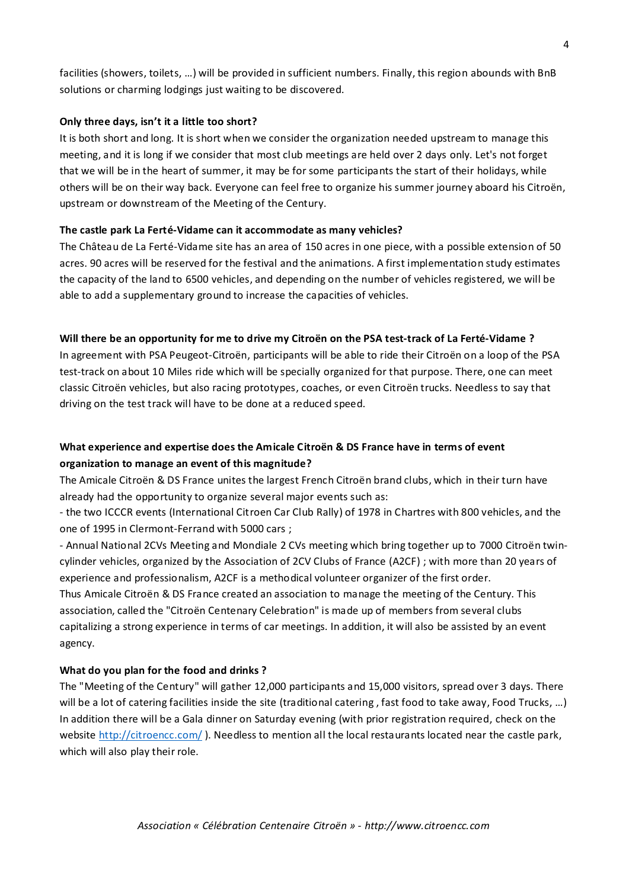facilities (showers, toilets, …) will be provided in sufficient numbers. Finally, this region abounds with BnB solutions or charming lodgings just waiting to be discovered.

**Only three days, isn't it a little too short?**

It is both short and long. It is short when we consider the organization needed upstream to manage this meeting, and it is long if we consider that most club meetings are held over 2 days only. Let's not forget that we will be in the heart of summer, it may be for some participants the start of their holidays, while others will be on their way back. Everyone can feel free to organize his summer journey aboard his Citroën, upstream or downstream of the Meeting of the Century.

**The castle park La Ferté-Vidame can it accommodate as many vehicles?**

The Château de La Ferté-Vidame site has an area of 150 acres in one piece, with a possible extension of 50 acres. 90 acres will be reserved for the festival and the animations. A first implementation study estimates the capacity of the land to 6500 vehicles, and depending on the number of vehicles registered, we will be able to add a supplementary ground to increase the capacities of vehicles.

**Will there be an opportunity for me to drive my Citroën on the PSA test-track of La Ferté-Vidame ?**

In agreement with PSA Peugeot-Citroën, participants will be able to ride their Citroën on a loop of the PSA test-track on about 10 Miles ride which will be specially organized for that purpose. There, one can meet classic Citroën vehicles, but also racing prototypes, coaches, or even Citroën trucks. Needless to say that driving on the test track will have to be done at a reduced speed.

**What experience and expertise does the Amicale Citroën & DS France have in terms of event organization to manage an event of this magnitude?**

The Amicale Citroën & DS France unites the largest French Citroën brand clubs, which in their turn have already had the opportunity to organize several major events such as:

- the two ICCCR events (International Citroen Car Club Rally) of 1978 in Chartres with 800 vehicles, and the one of 1995 in Clermont-Ferrand with 5000 cars ;
- Annual National 2CVs Meeting and Mondiale 2 CVs meeting which bring together up to 7000 Citroën twin-cylinder vehicles, organized by the Association of 2CV Clubs of France (A2CF) ; with more than 20 years of experience and professionalism, A2CF is a methodical volunteer organizer of the first order.

Thus Amicale Citroën & DS France created an association to manage the meeting of the Century. This association, called the "Citroën Centenary Celebration" is made up of members from several clubs capitalizing a strong experience in terms of car meetings. In addition, it will also be assisted by an event agency.

**What do you plan for the food and drinks ?**

The "Meeting of the Century" will gather 12,000 participants and 15,000 visitors, spread over 3 days. There will be a lot of catering facilities inside the site (traditional catering , fast food to take away, Food Trucks, …) In addition there will be a Gala dinner on Saturday evening (with prior registration required, check on the website http://citroencc.com/ ). Needless to mention all the local restaurants located near the castle park, which will also play their role.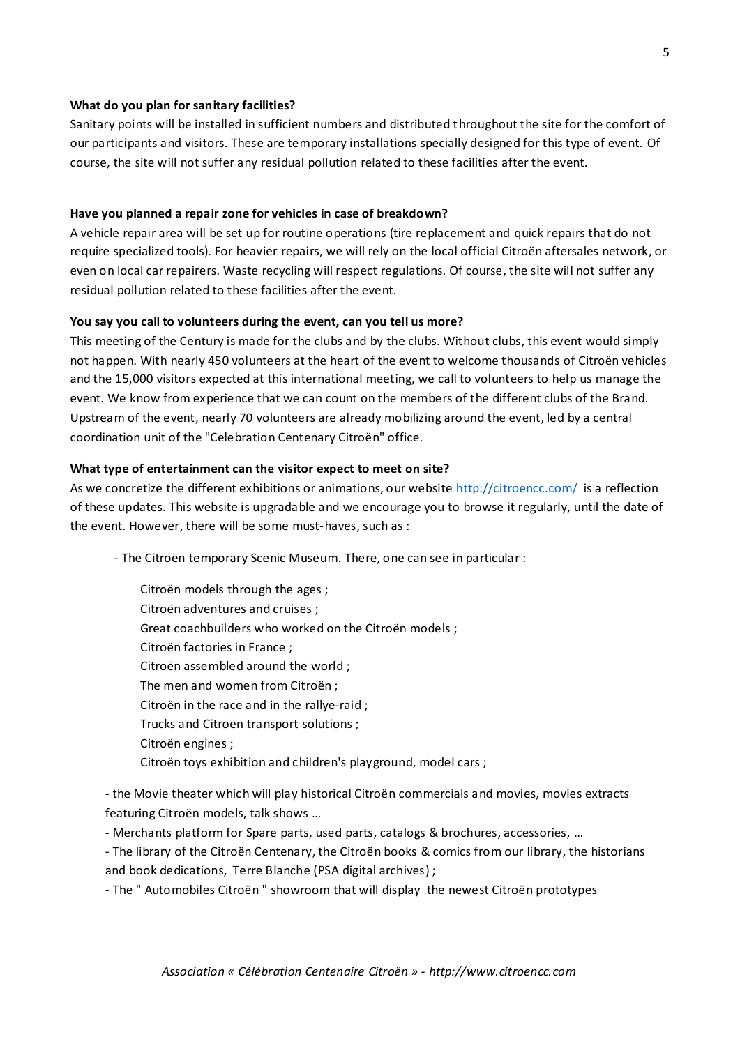**What do you plan for sanitary facilities?**

Sanitary points will be installed in sufficient numbers and distributed throughout the site for the comfort of our participants and visitors. These are temporary installations specially designed for this type of event. Of course, the site will not suffer any residual pollution related to these facilities after the event.

**Have you planned a repair zone for vehicles in case of breakdown?**

A vehicle repair area will be set up for routine operations (tire replacement and quick repairs that do not require specialized tools). For heavier repairs, we will rely on the local official Citroën aftersales network, or even on local car repairers. Waste recycling will respect regulations. Of course, the site will not suffer any residual pollution related to these facilities after the event.

**You say you call to volunteers during the event, can you tell us more?**

This meeting of the Century is made for the clubs and by the clubs. Without clubs, this event would simply not happen. With nearly 450 volunteers at the heart of the event to welcome thousands of Citroën vehicles and the 15,000 visitors expected at this international meeting, we call to volunteers to help us manage the event. We know from experience that we can count on the members of the different clubs of the Brand. Upstream of the event, nearly 70 volunteers are already mobilizing around the event, led by a central coordination unit of the "Celebration Centenary Citroën" office.

**What type of entertainment can the visitor expect to meet on site?**

As we concretize the different exhibitions or animations, our website [http://citroencc.com/](http://citroencc.com/) is a reflection of these updates. This website is upgradable and we encourage you to browse it regularly, until the date of the event. However, there will be some must-haves, such as :

- The Citroën temporary Scenic Museum. There, one can see in particular :

  Citroën models through the ages ;
  Citroën adventures and cruises ;
  Great coachbuilders who worked on the Citroën models ;
  Citroën factories in France ;
  Citroën assembled around the world ;
  The men and women from Citroën ;
  Citroën in the race and in the rallye-raid ;
  Trucks and Citroën transport solutions ;
  Citroën engines ;
  Citroën toys exhibition and children's playground, model cars ;

- the Movie theater which will play historical Citroën commercials and movies, movies extracts featuring Citroën models, talk shows …
- Merchants platform for Spare parts, used parts, catalogs & brochures, accessories, …
- The library of the Citroën Centenary, the Citroën books & comics from our library, the historians and book dedications, Terre Blanche (PSA digital archives) ;
- The " Automobiles Citroën " showroom that will display the newest Citroën prototypes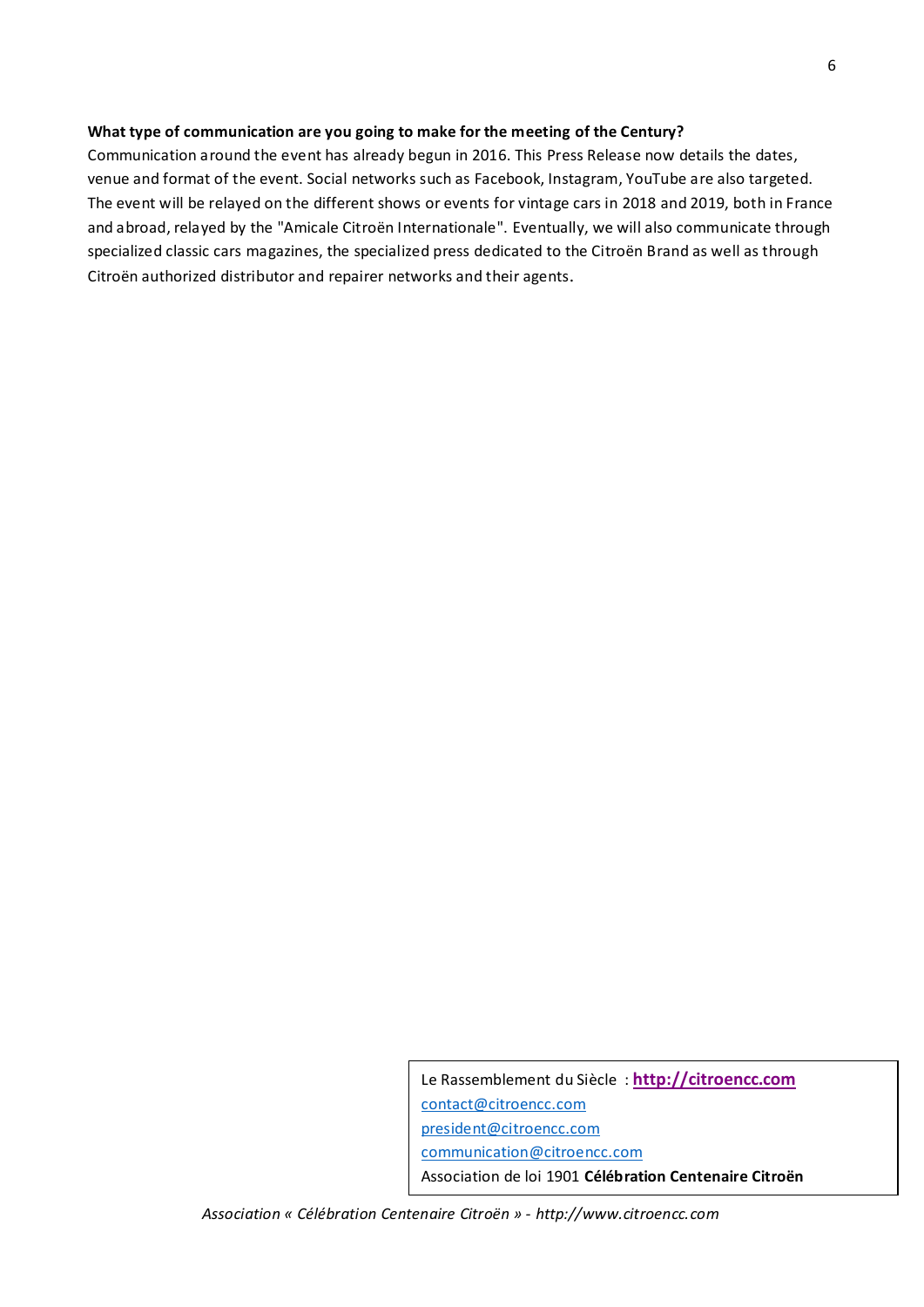**What type of communication are you going to make for the meeting of the Century?**

Communication around the event has already begun in 2016. This Press Release now details the dates, venue and format of the event. Social networks such as Facebook, Instagram, YouTube are also targeted. The event will be relayed on the different shows or events for vintage cars in 2018 and 2019, both in France and abroad, relayed by the "Amicale Citroën Internationale". Eventually, we will also communicate through specialized classic cars magazines, the specialized press dedicated to the Citroën Brand as well as through Citroën authorized distributor and repairer networks and their agents.

Le Rassemblement du Siècle : **http://citroencc.com**
contact@citroencc.com
president@citroencc.com
communication@citroencc.com
Association de loi 1901 **Célébration Centenaire Citroën**